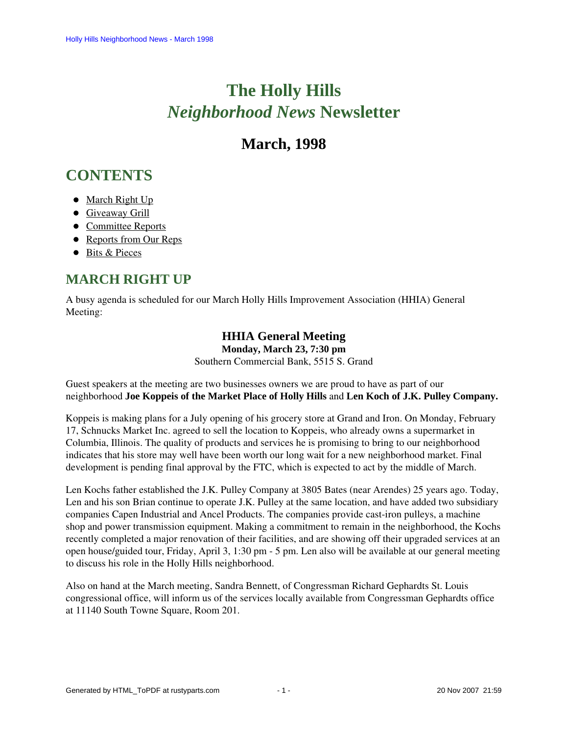# The Holly Hills *Neighborhood News* Newsletter

## March, 1998

## CONTENTS

- March Right Up
- Giveaway Grill
- Committee Reports
- Reports from Our Reps
- Bits & Pieces

## MARCH RIGHT UP

A busy agenda is scheduled for our March Holly Hills Improvement Association (HHIA) General Meeting:

**HHIA General Meeting**
**Monday, March 23, 7:30 pm**
Southern Commercial Bank, 5515 S. Grand

Guest speakers at the meeting are two businesses owners we are proud to have as part of our neighborhood **Joe Koppeis of the Market Place of Holly Hills** and **Len Koch of J.K. Pulley Company.**

Koppeis is making plans for a July opening of his grocery store at Grand and Iron. On Monday, February 17, Schnucks Market Inc. agreed to sell the location to Koppeis, who already owns a supermarket in Columbia, Illinois. The quality of products and services he is promising to bring to our neighborhood indicates that his store may well have been worth our long wait for a new neighborhood market. Final development is pending final approval by the FTC, which is expected to act by the middle of March.

Len Kochs father established the J.K. Pulley Company at 3805 Bates (near Arendes) 25 years ago. Today, Len and his son Brian continue to operate J.K. Pulley at the same location, and have added two subsidiary companies Capen Industrial and Ancel Products. The companies provide cast-iron pulleys, a machine shop and power transmission equipment. Making a commitment to remain in the neighborhood, the Kochs recently completed a major renovation of their facilities, and are showing off their upgraded services at an open house/guided tour, Friday, April 3, 1:30 pm - 5 pm. Len also will be available at our general meeting to discuss his role in the Holly Hills neighborhood.

Also on hand at the March meeting, Sandra Bennett, of Congressman Richard Gephardts St. Louis congressional office, will inform us of the services locally available from Congressman Gephardts office at 11140 South Towne Square, Room 201.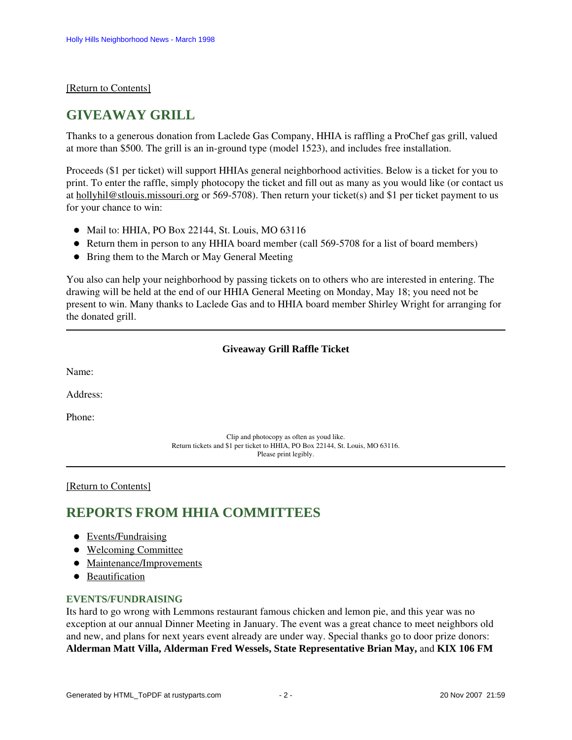[Return to Contents]

## GIVEAWAY GRILL

Thanks to a generous donation from Laclede Gas Company, HHIA is raffling a ProChef gas grill, valued at more than $500. The grill is an in-ground type (model 1523), and includes free installation.

Proceeds ($1 per ticket) will support HHIAs general neighborhood activities. Below is a ticket for you to print. To enter the raffle, simply photocopy the ticket and fill out as many as you would like (or contact us at hollyhil@stlouis.missouri.org or 569-5708). Then return your ticket(s) and $1 per ticket payment to us for your chance to win:

- Mail to: HHIA, PO Box 22144, St. Louis, MO 63116
- Return them in person to any HHIA board member (call 569-5708 for a list of board members)
- Bring them to the March or May General Meeting

You also can help your neighborhood by passing tickets on to others who are interested in entering. The drawing will be held at the end of our HHIA General Meeting on Monday, May 18; you need not be present to win. Many thanks to Laclede Gas and to HHIA board member Shirley Wright for arranging for the donated grill.

---

**Giveaway Grill Raffle Ticket**

Name:

Address:

Phone:

Clip and photocopy as often as youd like.
Return tickets and $1 per ticket to HHIA, PO Box 22144, St. Louis, MO 63116.
Please print legibly.

---

[Return to Contents]

## REPORTS FROM HHIA COMMITTEES

- Events/Fundraising
- Welcoming Committee
- Maintenance/Improvements
- Beautification

### EVENTS/FUNDRAISING

Its hard to go wrong with Lemmons restaurant famous chicken and lemon pie, and this year was no exception at our annual Dinner Meeting in January. The event was a great chance to meet neighbors old and new, and plans for next years event already are under way. Special thanks go to door prize donors: **Alderman Matt Villa, Alderman Fred Wessels, State Representative Brian May,** and **KIX 106 FM**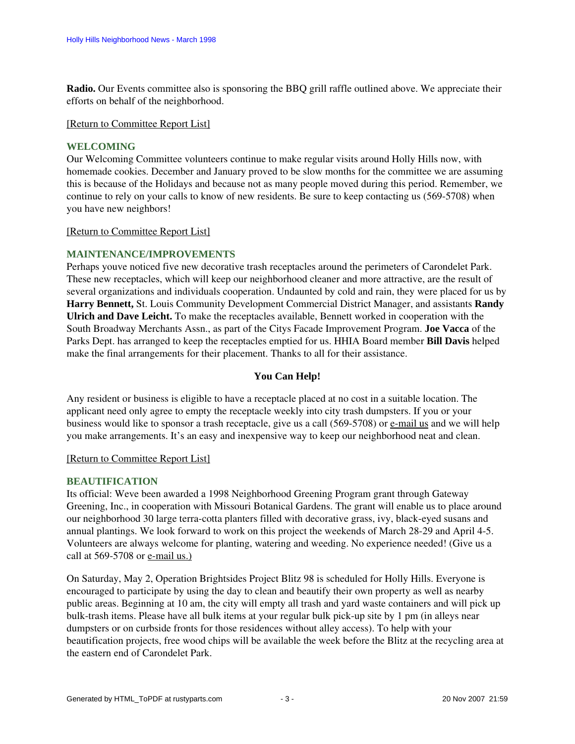**Radio.** Our Events committee also is sponsoring the BBQ grill raffle outlined above. We appreciate their efforts on behalf of the neighborhood.

[Return to Committee Report List]

### WELCOMING

Our Welcoming Committee volunteers continue to make regular visits around Holly Hills now, with homemade cookies. December and January proved to be slow months for the committee we are assuming this is because of the Holidays and because not as many people moved during this period. Remember, we continue to rely on your calls to know of new residents. Be sure to keep contacting us (569-5708) when you have new neighbors!

[Return to Committee Report List]

### MAINTENANCE/IMPROVEMENTS

Perhaps youve noticed five new decorative trash receptacles around the perimeters of Carondelet Park. These new receptacles, which will keep our neighborhood cleaner and more attractive, are the result of several organizations and individuals cooperation. Undaunted by cold and rain, they were placed for us by **Harry Bennett,** St. Louis Community Development Commercial District Manager, and assistants **Randy Ulrich and Dave Leicht.** To make the receptacles available, Bennett worked in cooperation with the South Broadway Merchants Assn., as part of the Citys Facade Improvement Program. **Joe Vacca** of the Parks Dept. has arranged to keep the receptacles emptied for us. HHIA Board member **Bill Davis** helped make the final arrangements for their placement. Thanks to all for their assistance.

**You Can Help!**

Any resident or business is eligible to have a receptacle placed at no cost in a suitable location. The applicant need only agree to empty the receptacle weekly into city trash dumpsters. If you or your business would like to sponsor a trash receptacle, give us a call (569-5708) or e-mail us and we will help you make arrangements. It's an easy and inexpensive way to keep our neighborhood neat and clean.

[Return to Committee Report List]

### BEAUTIFICATION

Its official: Weve been awarded a 1998 Neighborhood Greening Program grant through Gateway Greening, Inc., in cooperation with Missouri Botanical Gardens. The grant will enable us to place around our neighborhood 30 large terra-cotta planters filled with decorative grass, ivy, black-eyed susans and annual plantings. We look forward to work on this project the weekends of March 28-29 and April 4-5. Volunteers are always welcome for planting, watering and weeding. No experience needed! (Give us a call at 569-5708 or e-mail us.)

On Saturday, May 2, Operation Brightsides Project Blitz 98 is scheduled for Holly Hills. Everyone is encouraged to participate by using the day to clean and beautify their own property as well as nearby public areas. Beginning at 10 am, the city will empty all trash and yard waste containers and will pick up bulk-trash items. Please have all bulk items at your regular bulk pick-up site by 1 pm (in alleys near dumpsters or on curbside fronts for those residences without alley access). To help with your beautification projects, free wood chips will be available the week before the Blitz at the recycling area at the eastern end of Carondelet Park.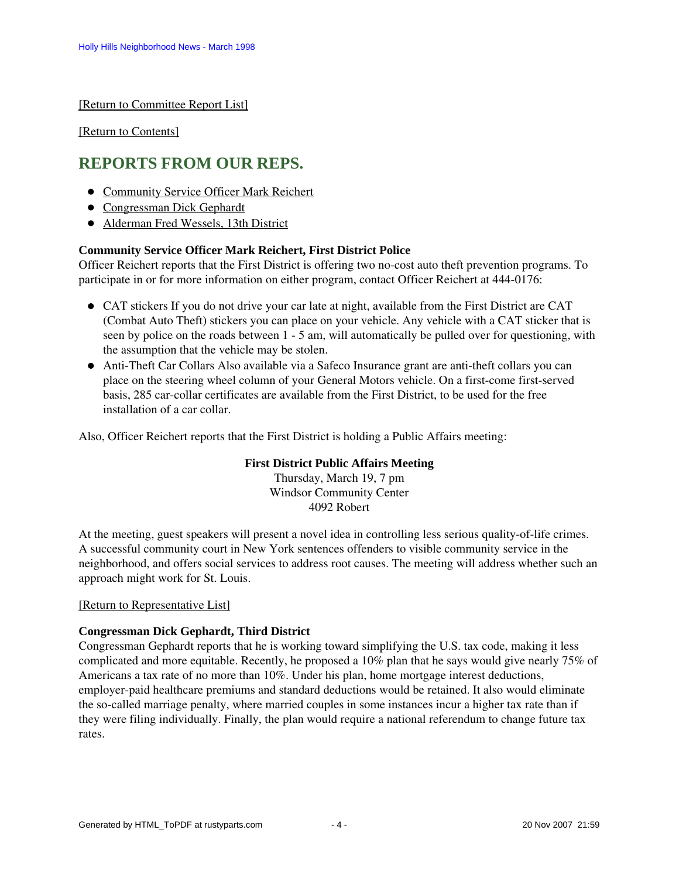[Return to Committee Report List]

[Return to Contents]

## REPORTS FROM OUR REPS.

- Community Service Officer Mark Reichert
- Congressman Dick Gephardt
- Alderman Fred Wessels, 13th District

**Community Service Officer Mark Reichert, First District Police**
Officer Reichert reports that the First District is offering two no-cost auto theft prevention programs. To participate in or for more information on either program, contact Officer Reichert at 444-0176:

- CAT stickers If you do not drive your car late at night, available from the First District are CAT (Combat Auto Theft) stickers you can place on your vehicle. Any vehicle with a CAT sticker that is seen by police on the roads between 1 - 5 am, will automatically be pulled over for questioning, with the assumption that the vehicle may be stolen.
- Anti-Theft Car Collars Also available via a Safeco Insurance grant are anti-theft collars you can place on the steering wheel column of your General Motors vehicle. On a first-come first-served basis, 285 car-collar certificates are available from the First District, to be used for the free installation of a car collar.

Also, Officer Reichert reports that the First District is holding a Public Affairs meeting:

**First District Public Affairs Meeting**
Thursday, March 19, 7 pm
Windsor Community Center
4092 Robert

At the meeting, guest speakers will present a novel idea in controlling less serious quality-of-life crimes. A successful community court in New York sentences offenders to visible community service in the neighborhood, and offers social services to address root causes. The meeting will address whether such an approach might work for St. Louis.

[Return to Representative List]

**Congressman Dick Gephardt, Third District**
Congressman Gephardt reports that he is working toward simplifying the U.S. tax code, making it less complicated and more equitable. Recently, he proposed a 10% plan that he says would give nearly 75% of Americans a tax rate of no more than 10%. Under his plan, home mortgage interest deductions, employer-paid healthcare premiums and standard deductions would be retained. It also would eliminate the so-called marriage penalty, where married couples in some instances incur a higher tax rate than if they were filing individually. Finally, the plan would require a national referendum to change future tax rates.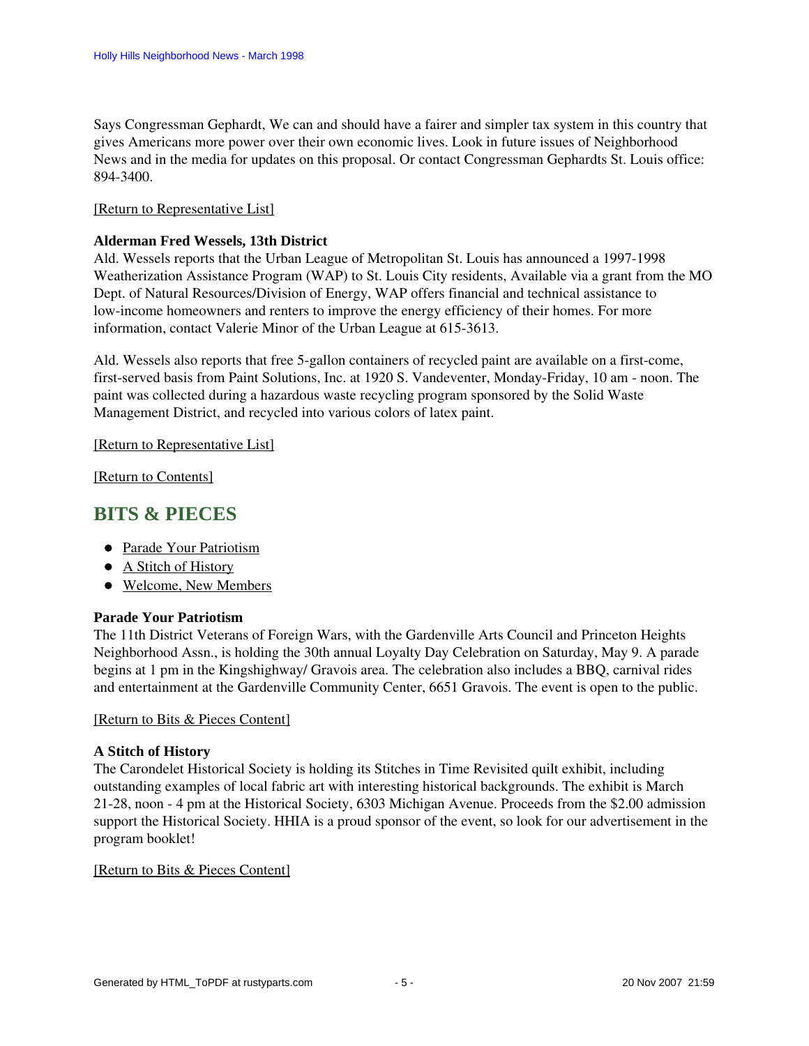Says Congressman Gephardt, We can and should have a fairer and simpler tax system in this country that gives Americans more power over their own economic lives. Look in future issues of Neighborhood News and in the media for updates on this proposal. Or contact Congressman Gephardts St. Louis office: 894-3400.

[Return to Representative List]

**Alderman Fred Wessels, 13th District**
Ald. Wessels reports that the Urban League of Metropolitan St. Louis has announced a 1997-1998 Weatherization Assistance Program (WAP) to St. Louis City residents, Available via a grant from the MO Dept. of Natural Resources/Division of Energy, WAP offers financial and technical assistance to low-income homeowners and renters to improve the energy efficiency of their homes. For more information, contact Valerie Minor of the Urban League at 615-3613.

Ald. Wessels also reports that free 5-gallon containers of recycled paint are available on a first-come, first-served basis from Paint Solutions, Inc. at 1920 S. Vandeventer, Monday-Friday, 10 am - noon. The paint was collected during a hazardous waste recycling program sponsored by the Solid Waste Management District, and recycled into various colors of latex paint.

[Return to Representative List]

[Return to Contents]

## BITS & PIECES

- Parade Your Patriotism
- A Stitch of History
- Welcome, New Members

**Parade Your Patriotism**
The 11th District Veterans of Foreign Wars, with the Gardenville Arts Council and Princeton Heights Neighborhood Assn., is holding the 30th annual Loyalty Day Celebration on Saturday, May 9. A parade begins at 1 pm in the Kingshighway/ Gravois area. The celebration also includes a BBQ, carnival rides and entertainment at the Gardenville Community Center, 6651 Gravois. The event is open to the public.

[Return to Bits & Pieces Content]

**A Stitch of History**
The Carondelet Historical Society is holding its Stitches in Time Revisited quilt exhibit, including outstanding examples of local fabric art with interesting historical backgrounds. The exhibit is March 21-28, noon - 4 pm at the Historical Society, 6303 Michigan Avenue. Proceeds from the $2.00 admission support the Historical Society. HHIA is a proud sponsor of the event, so look for our advertisement in the program booklet!

[Return to Bits & Pieces Content]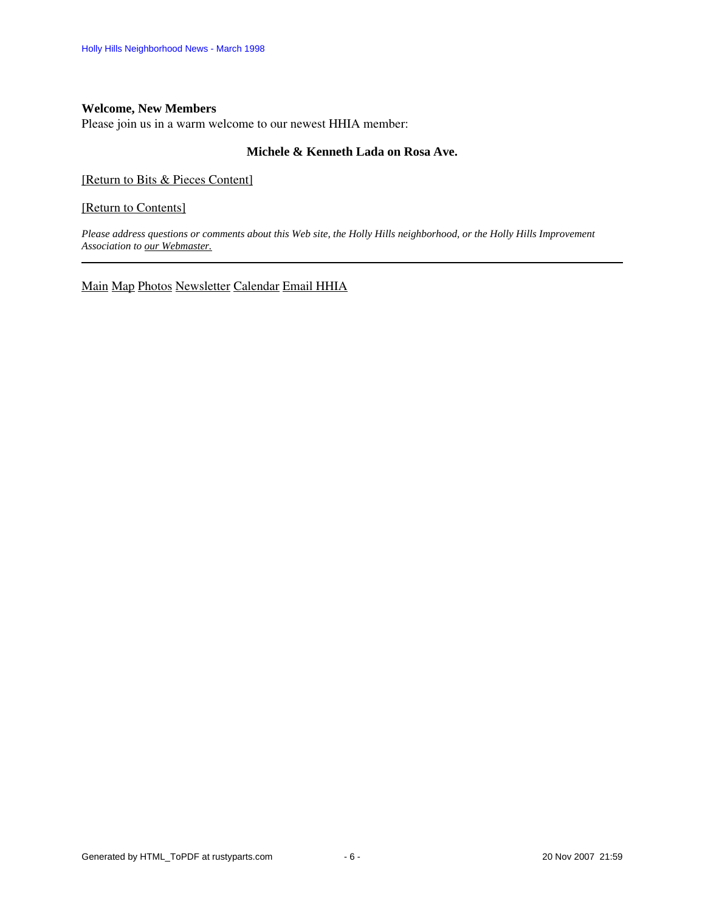### Welcome, New Members

Please join us in a warm welcome to our newest HHIA member:

**Michele & Kenneth Lada on Rosa Ave.**

[Return to Bits & Pieces Content]

[Return to Contents]

*Please address questions or comments about this Web site, the Holly Hills neighborhood, or the Holly Hills Improvement Association to our Webmaster.*

---

Main Map Photos Newsletter Calendar Email HHIA